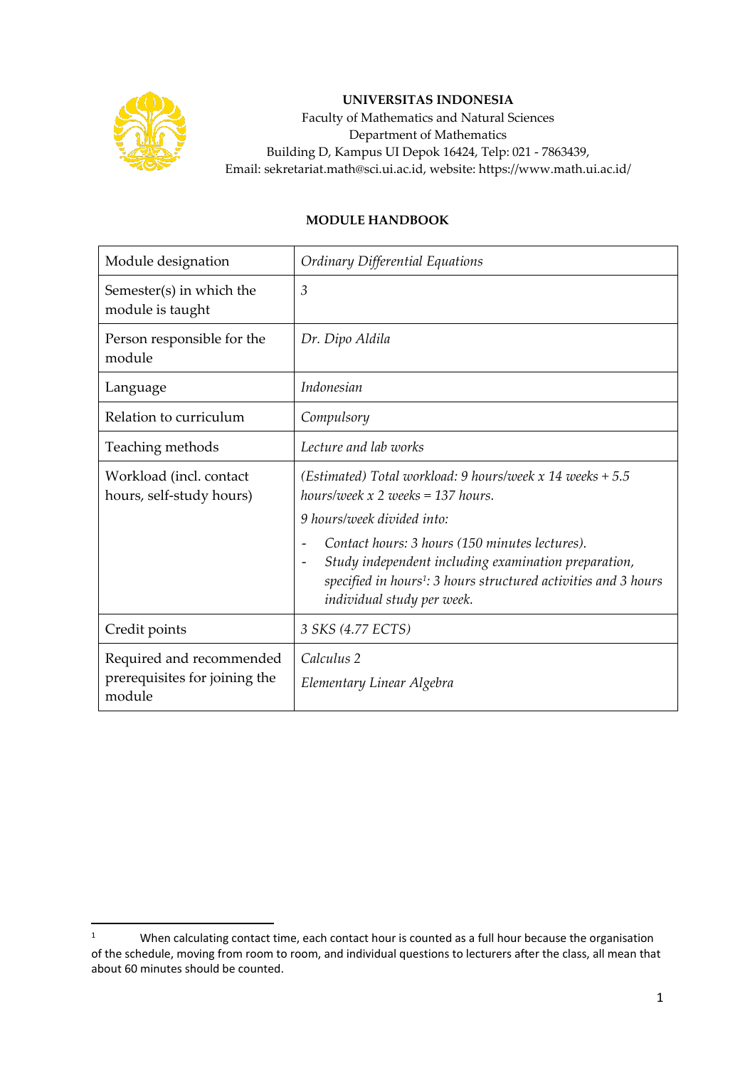**UNIVERSITAS INDONESIA**
Faculty of Mathematics and Natural Sciences
Department of Mathematics
Building D, Kampus UI Depok 16424, Telp: 021 - 7863439,
Email: sekretariat.math@sci.ui.ac.id, website: https://www.math.ui.ac.id/

**MODULE HANDBOOK**

| Module designation | *Ordinary Differential Equations* |
|---|---|
| Semester(s) in which the module is taught | *3* |
| Person responsible for the module | *Dr. Dipo Aldila* |
| Language | *Indonesian* |
| Relation to curriculum | *Compulsory* |
| Teaching methods | *Lecture and lab works* |
| Workload (incl. contact hours, self-study hours) | *(Estimated) Total workload: 9 hours/week x 14 weeks + 5.5 hours/week x 2 weeks = 137 hours.*<br>*9 hours/week divided into:*<br>- *Contact hours: 3 hours (150 minutes lectures).*<br>- *Study independent including examination preparation, specified in hours[1]: 3 hours structured activities and 3 hours individual study per week.* |
| Credit points | *3 SKS (4.77 ECTS)* |
| Required and recommended prerequisites for joining the module | *Calculus 2*<br>*Elementary Linear Algebra* |

[1] When calculating contact time, each contact hour is counted as a full hour because the organisation of the schedule, moving from room to room, and individual questions to lecturers after the class, all mean that about 60 minutes should be counted.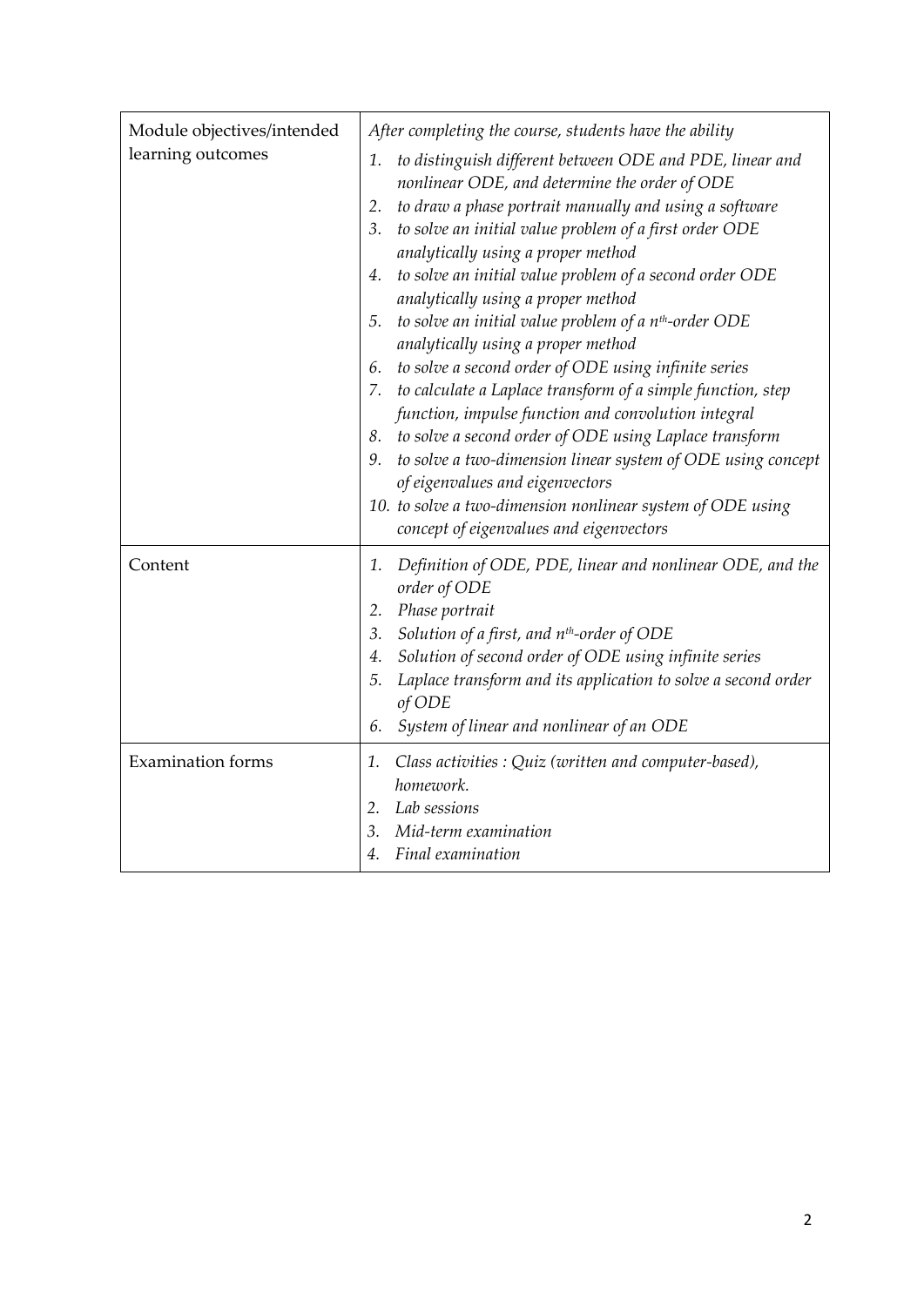| Module objectives/intended learning outcomes | *After completing the course, students have the ability*<br>1. *to distinguish different between ODE and PDE, linear and nonlinear ODE, and determine the order of ODE*<br>2. *to draw a phase portrait manually and using a software*<br>3. *to solve an initial value problem of a first order ODE analytically using a proper method*<br>4. *to solve an initial value problem of a second order ODE analytically using a proper method*<br>5. *to solve an initial value problem of a $n^{th}$-order ODE analytically using a proper method*<br>6. *to solve a second order of ODE using infinite series*<br>7. *to calculate a Laplace transform of a simple function, step function, impulse function and convolution integral*<br>8. *to solve a second order of ODE using Laplace transform*<br>9. *to solve a two-dimension linear system of ODE using concept of eigenvalues and eigenvectors*<br>10. *to solve a two-dimension nonlinear system of ODE using concept of eigenvalues and eigenvectors* |
| --- | --- |
| Content | 1. *Definition of ODE, PDE, linear and nonlinear ODE, and the order of ODE*<br>2. *Phase portrait*<br>3. *Solution of a first, and $n^{th}$-order of ODE*<br>4. *Solution of second order of ODE using infinite series*<br>5. *Laplace transform and its application to solve a second order of ODE*<br>6. *System of linear and nonlinear of an ODE* |
| Examination forms | 1. *Class activities : Quiz (written and computer-based), homework.*<br>2. *Lab sessions*<br>3. *Mid-term examination*<br>4. *Final examination* |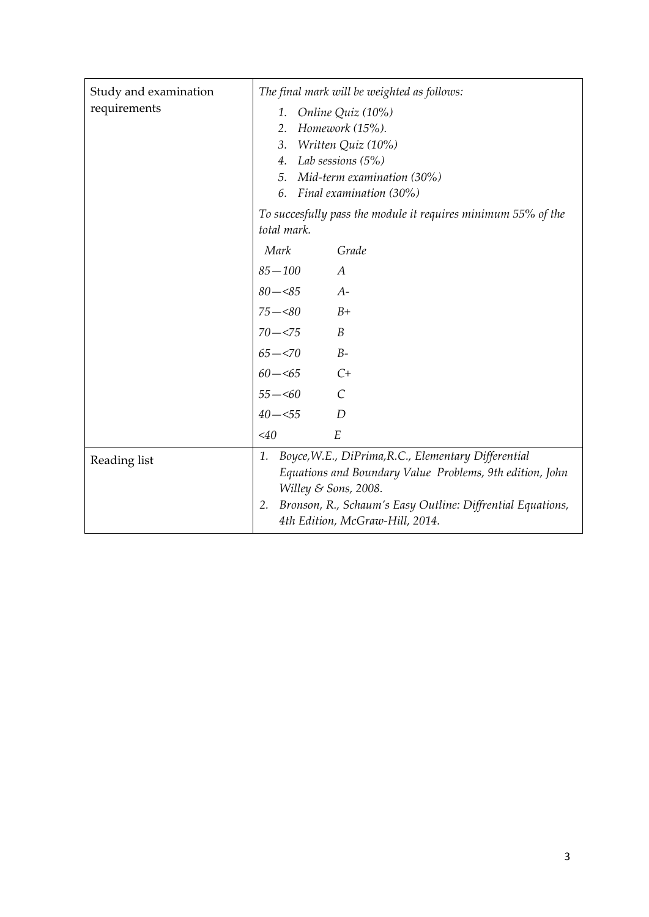| | |
|---|---|
| Study and examination requirements | *The final mark will be weighted as follows:*<br>1. *Online Quiz (10%)*<br>2. *Homework (15%).*<br>3. *Written Quiz (10%)*<br>4. *Lab sessions (5%)*<br>5. *Mid-term examination (30%)*<br>6. *Final examination (30%)*<br><br>*To succesfully pass the module it requires minimum 55% of the total mark.*<br><br>*Mark* — *Grade*<br>*85—100* — *A*<br>*80—<85* — *A-*<br>*75—<80* — *B+*<br>*70—<75* — *B*<br>*65—<70* — *B-*<br>*60—<65* — *C+*<br>*55—<60* — *C*<br>*40—<55* — *D*<br>*<40* — *E* |
| Reading list | 1. *Boyce,W.E., DiPrima,R.C., Elementary Differential Equations and Boundary Value Problems, 9th edition, John Willey & Sons, 2008.*<br>2. *Bronson, R., Schaum's Easy Outline: Diffrential Equations, 4th Edition, McGraw-Hill, 2014.* |